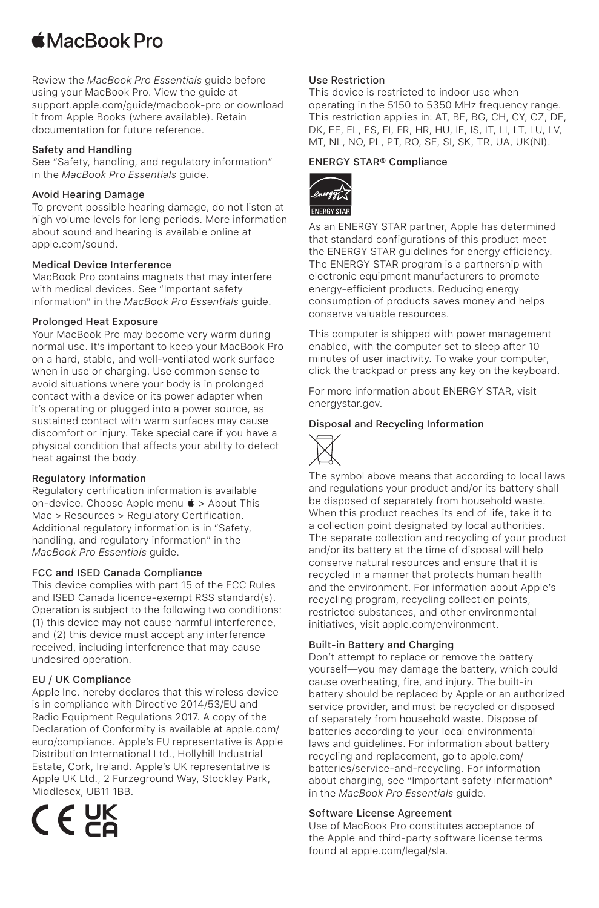#  MacBook Pro

Review the *MacBook Pro Essentials* guide before using your MacBook Pro. View the guide at support.apple.com/guide/macbook-pro or download it from Apple Books (where available). Retain documentation for future reference.

### Safety and Handling

See "Safety, handling, and regulatory information" in the *MacBook Pro Essentials* guide.

### Avoid Hearing Damage

To prevent possible hearing damage, do not listen at high volume levels for long periods. More information about sound and hearing is available online at apple.com/sound.

### Medical Device Interference

MacBook Pro contains magnets that may interfere with medical devices. See "Important safety information" in the *MacBook Pro Essentials* guide.

### Prolonged Heat Exposure

Your MacBook Pro may become very warm during normal use. It's important to keep your MacBook Pro on a hard, stable, and well-ventilated work surface when in use or charging. Use common sense to avoid situations where your body is in prolonged contact with a device or its power adapter when it's operating or plugged into a power source, as sustained contact with warm surfaces may cause discomfort or injury. Take special care if you have a physical condition that affects your ability to detect heat against the body.

### Regulatory Information

Regulatory certification information is available on-device. Choose Apple menu  > About This Mac > Resources > Regulatory Certification. Additional regulatory information is in "Safety, handling, and regulatory information" in the *MacBook Pro Essentials* guide.

### FCC and ISED Canada Compliance

This device complies with part 15 of the FCC Rules and ISED Canada licence-exempt RSS standard(s). Operation is subject to the following two conditions: (1) this device may not cause harmful interference, and (2) this device must accept any interference received, including interference that may cause undesired operation.

### EU / UK Compliance

Apple Inc. hereby declares that this wireless device is in compliance with Directive 2014/53/EU and Radio Equipment Regulations 2017. A copy of the Declaration of Conformity is available at apple.com/euro/compliance. Apple's EU representative is Apple Distribution International Ltd., Hollyhill Industrial Estate, Cork, Ireland. Apple's UK representative is Apple UK Ltd., 2 Furzeground Way, Stockley Park, Middlesex, UB11 1BB.

CE UK CA

### Use Restriction

This device is restricted to indoor use when operating in the 5150 to 5350 MHz frequency range. This restriction applies in: AT, BE, BG, CH, CY, CZ, DE, DK, EE, EL, ES, FI, FR, HR, HU, IE, IS, IT, LI, LT, LU, LV, MT, NL, NO, PL, PT, RO, SE, SI, SK, TR, UA, UK(NI).

### ENERGY STAR® Compliance

ENERGY STAR

As an ENERGY STAR partner, Apple has determined that standard configurations of this product meet the ENERGY STAR guidelines for energy efficiency. The ENERGY STAR program is a partnership with electronic equipment manufacturers to promote energy-efficient products. Reducing energy consumption of products saves money and helps conserve valuable resources.

This computer is shipped with power management enabled, with the computer set to sleep after 10 minutes of user inactivity. To wake your computer, click the trackpad or press any key on the keyboard.

For more information about ENERGY STAR, visit energystar.gov.

### Disposal and Recycling Information

The symbol above means that according to local laws and regulations your product and/or its battery shall be disposed of separately from household waste. When this product reaches its end of life, take it to a collection point designated by local authorities. The separate collection and recycling of your product and/or its battery at the time of disposal will help conserve natural resources and ensure that it is recycled in a manner that protects human health and the environment. For information about Apple's recycling program, recycling collection points, restricted substances, and other environmental initiatives, visit apple.com/environment.

### Built-in Battery and Charging

Don't attempt to replace or remove the battery yourself—you may damage the battery, which could cause overheating, fire, and injury. The built-in battery should be replaced by Apple or an authorized service provider, and must be recycled or disposed of separately from household waste. Dispose of batteries according to your local environmental laws and guidelines. For information about battery recycling and replacement, go to apple.com/batteries/service-and-recycling. For information about charging, see "Important safety information" in the *MacBook Pro Essentials* guide.

### Software License Agreement

Use of MacBook Pro constitutes acceptance of the Apple and third-party software license terms found at apple.com/legal/sla.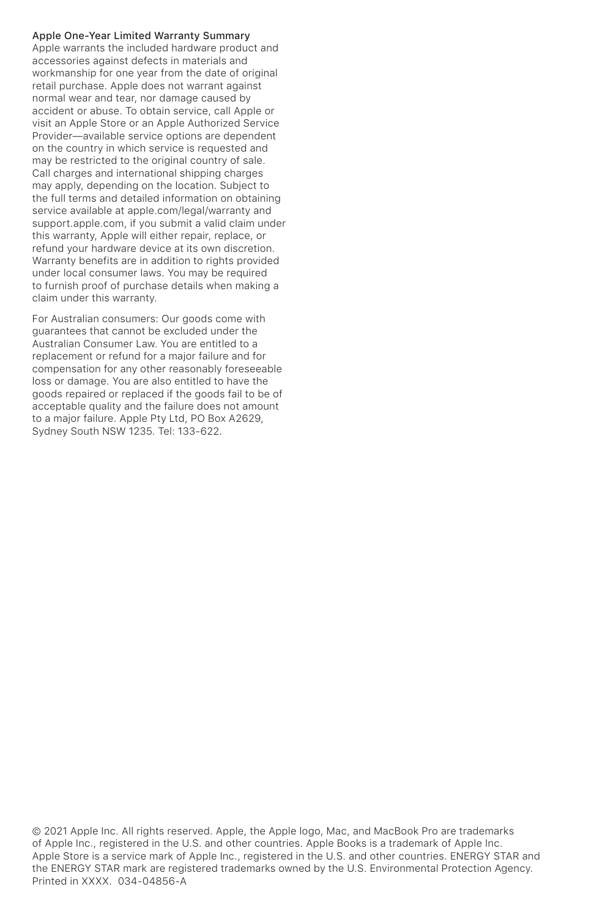## Apple One-Year Limited Warranty Summary

Apple warrants the included hardware product and accessories against defects in materials and workmanship for one year from the date of original retail purchase. Apple does not warrant against normal wear and tear, nor damage caused by accident or abuse. To obtain service, call Apple or visit an Apple Store or an Apple Authorized Service Provider—available service options are dependent on the country in which service is requested and may be restricted to the original country of sale. Call charges and international shipping charges may apply, depending on the location. Subject to the full terms and detailed information on obtaining service available at apple.com/legal/warranty and support.apple.com, if you submit a valid claim under this warranty, Apple will either repair, replace, or refund your hardware device at its own discretion. Warranty benefits are in addition to rights provided under local consumer laws. You may be required to furnish proof of purchase details when making a claim under this warranty.

For Australian consumers: Our goods come with guarantees that cannot be excluded under the Australian Consumer Law. You are entitled to a replacement or refund for a major failure and for compensation for any other reasonably foreseeable loss or damage. You are also entitled to have the goods repaired or replaced if the goods fail to be of acceptable quality and the failure does not amount to a major failure. Apple Pty Ltd, PO Box A2629, Sydney South NSW 1235. Tel: 133-622.

© 2021 Apple Inc. All rights reserved. Apple, the Apple logo, Mac, and MacBook Pro are trademarks of Apple Inc., registered in the U.S. and other countries. Apple Books is a trademark of Apple Inc. Apple Store is a service mark of Apple Inc., registered in the U.S. and other countries. ENERGY STAR and the ENERGY STAR mark are registered trademarks owned by the U.S. Environmental Protection Agency. Printed in XXXX. 034-04856-A